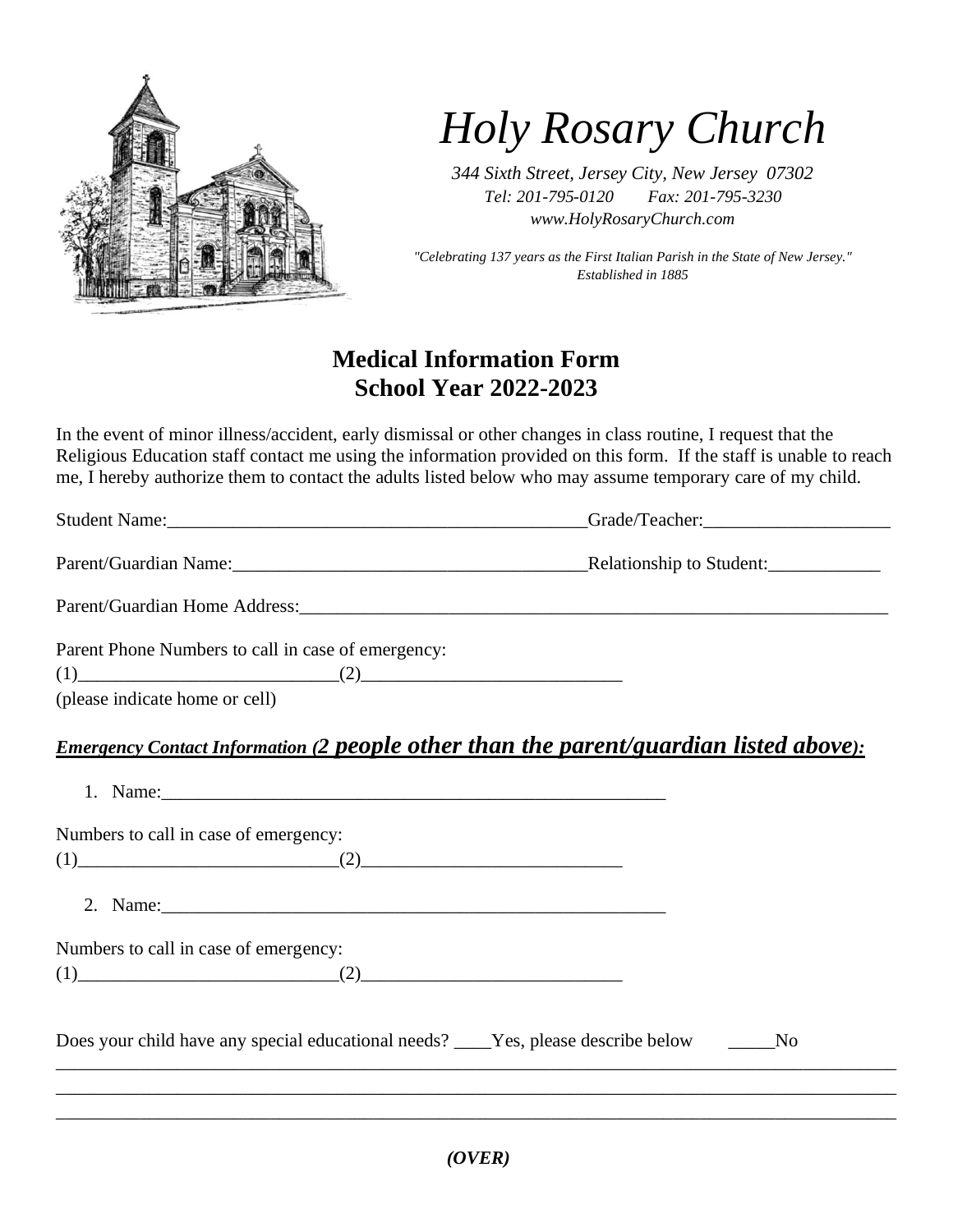# *Holy Rosary Church*

*344 Sixth Street, Jersey City, New Jersey 07302*
*Tel: 201-795-0120 Fax: 201-795-3230*
*www.HolyRosaryChurch.com*

*"Celebrating 137 years as the First Italian Parish in the State of New Jersey."*
*Established in 1885*

## Medical Information Form
## School Year 2022-2023

In the event of minor illness/accident, early dismissal or other changes in class routine, I request that the Religious Education staff contact me using the information provided on this form. If the staff is unable to reach me, I hereby authorize them to contact the adults listed below who may assume temporary care of my child.

Student Name:______________________________________________Grade/Teacher:____________________

Parent/Guardian Name:______________________________________Relationship to Student:____________

Parent/Guardian Home Address:_________________________________________________________________

Parent Phone Numbers to call in case of emergency:
(1)___________________________(2)___________________________
(please indicate home or cell)

***Emergency Contact Information (2 people other than the parent/guardian listed above):***

1. Name:_________________________________________________________

Numbers to call in case of emergency:
(1)___________________________(2)___________________________

2. Name:_________________________________________________________

Numbers to call in case of emergency:
(1)___________________________(2)___________________________

Does your child have any special educational needs? ____Yes, please describe below _____No

_____________________________________________________________________________________________
_____________________________________________________________________________________________
_____________________________________________________________________________________________

***(OVER)***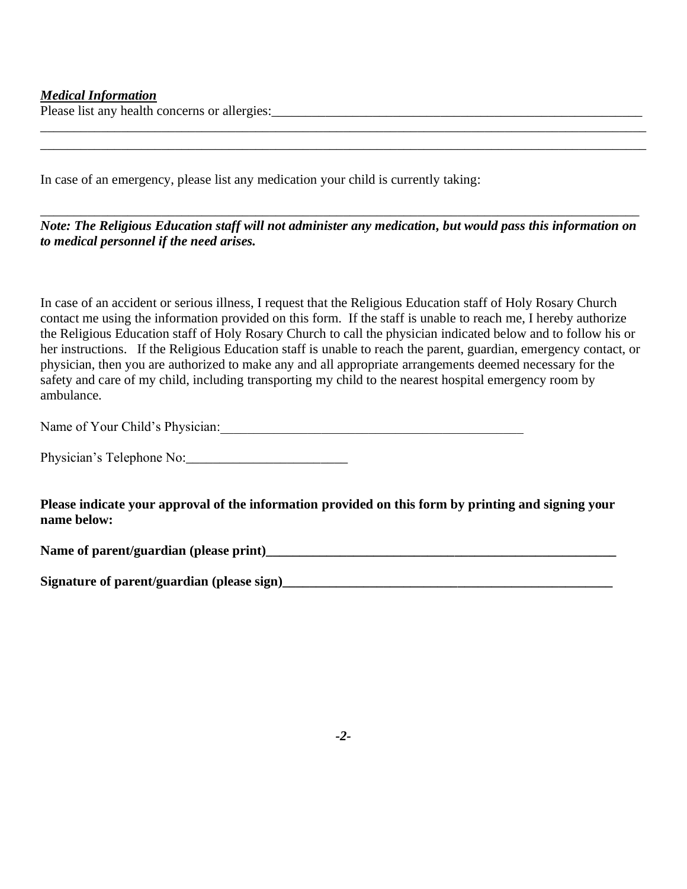***Medical Information***

Please list any health concerns or allergies:_______________________________________________________________

_____________________________________________________________________________________________

_____________________________________________________________________________________________

In case of an emergency, please list any medication your child is currently taking:

_____________________________________________________________________________________________

***Note: The Religious Education staff will not administer any medication, but would pass this information on to medical personnel if the need arises.***

In case of an accident or serious illness, I request that the Religious Education staff of Holy Rosary Church contact me using the information provided on this form. If the staff is unable to reach me, I hereby authorize the Religious Education staff of Holy Rosary Church to call the physician indicated below and to follow his or her instructions. If the Religious Education staff is unable to reach the parent, guardian, emergency contact, or physician, then you are authorized to make any and all appropriate arrangements deemed necessary for the safety and care of my child, including transporting my child to the nearest hospital emergency room by ambulance.

Name of Your Child's Physician:_______________________________________________

Physician's Telephone No:________________________

**Please indicate your approval of the information provided on this form by printing and signing your name below:**

**Name of parent/guardian (please print)_______________________________________________________**

**Signature of parent/guardian (please sign)___________________________________________________**